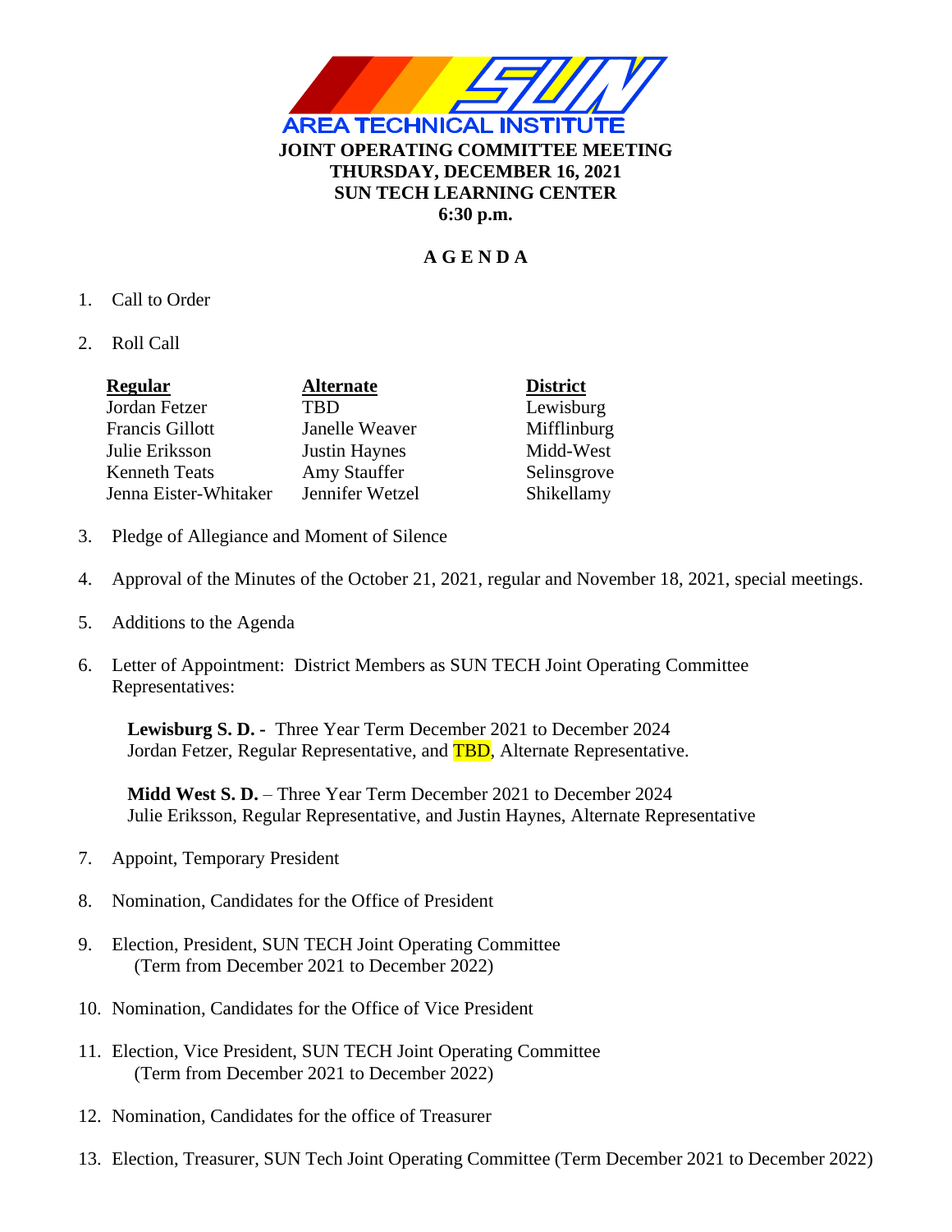**AREA TECHNICAL INSTITUTE**

**JOINT OPERATING COMMITTEE MEETING**
**THURSDAY, DECEMBER 16, 2021**
**SUN TECH LEARNING CENTER**
**6:30 p.m.**

## A G E N D A

1. Call to Order

2. Roll Call

| **Regular** | **Alternate** | **District** |
|---|---|---|
| Jordan Fetzer | TBD | Lewisburg |
| Francis Gillott | Janelle Weaver | Mifflinburg |
| Julie Eriksson | Justin Haynes | Midd-West |
| Kenneth Teats | Amy Stauffer | Selinsgrove |
| Jenna Eister-Whitaker | Jennifer Wetzel | Shikellamy |

3. Pledge of Allegiance and Moment of Silence

4. Approval of the Minutes of the October 21, 2021, regular and November 18, 2021, special meetings.

5. Additions to the Agenda

6. Letter of Appointment: District Members as SUN TECH Joint Operating Committee Representatives:

   **Lewisburg S. D.** - Three Year Term December 2021 to December 2024
   Jordan Fetzer, Regular Representative, and TBD, Alternate Representative.

   **Midd West S. D.** – Three Year Term December 2021 to December 2024
   Julie Eriksson, Regular Representative, and Justin Haynes, Alternate Representative

7. Appoint, Temporary President

8. Nomination, Candidates for the Office of President

9. Election, President, SUN TECH Joint Operating Committee
   (Term from December 2021 to December 2022)

10. Nomination, Candidates for the Office of Vice President

11. Election, Vice President, SUN TECH Joint Operating Committee
    (Term from December 2021 to December 2022)

12. Nomination, Candidates for the office of Treasurer

13. Election, Treasurer, SUN Tech Joint Operating Committee (Term December 2021 to December 2022)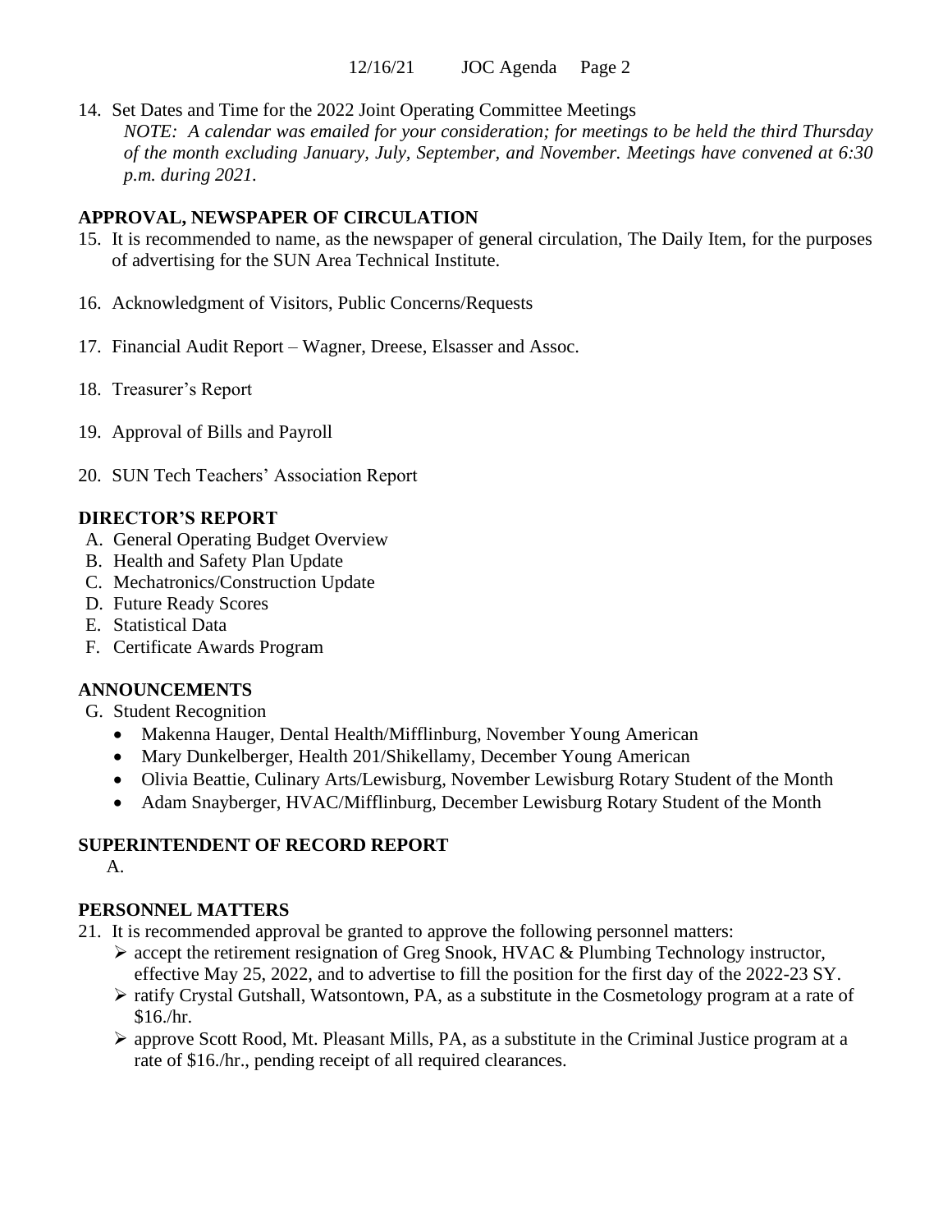14. Set Dates and Time for the 2022 Joint Operating Committee Meetings

    *NOTE: A calendar was emailed for your consideration; for meetings to be held the third Thursday of the month excluding January, July, September, and November. Meetings have convened at 6:30 p.m. during 2021.*

**APPROVAL, NEWSPAPER OF CIRCULATION**

15. It is recommended to name, as the newspaper of general circulation, The Daily Item, for the purposes of advertising for the SUN Area Technical Institute.

16. Acknowledgment of Visitors, Public Concerns/Requests

17. Financial Audit Report – Wagner, Dreese, Elsasser and Assoc.

18. Treasurer's Report

19. Approval of Bills and Payroll

20. SUN Tech Teachers' Association Report

**DIRECTOR'S REPORT**

A. General Operating Budget Overview
B. Health and Safety Plan Update
C. Mechatronics/Construction Update
D. Future Ready Scores
E. Statistical Data
F. Certificate Awards Program

**ANNOUNCEMENTS**

G. Student Recognition
- Makenna Hauger, Dental Health/Mifflinburg, November Young American
- Mary Dunkelberger, Health 201/Shikellamy, December Young American
- Olivia Beattie, Culinary Arts/Lewisburg, November Lewisburg Rotary Student of the Month
- Adam Snayberger, HVAC/Mifflinburg, December Lewisburg Rotary Student of the Month

**SUPERINTENDENT OF RECORD REPORT**

A.

**PERSONNEL MATTERS**

21. It is recommended approval be granted to approve the following personnel matters:
    - accept the retirement resignation of Greg Snook, HVAC & Plumbing Technology instructor, effective May 25, 2022, and to advertise to fill the position for the first day of the 2022-23 SY.
    - ratify Crystal Gutshall, Watsontown, PA, as a substitute in the Cosmetology program at a rate of $16./hr.
    - approve Scott Rood, Mt. Pleasant Mills, PA, as a substitute in the Criminal Justice program at a rate of $16./hr., pending receipt of all required clearances.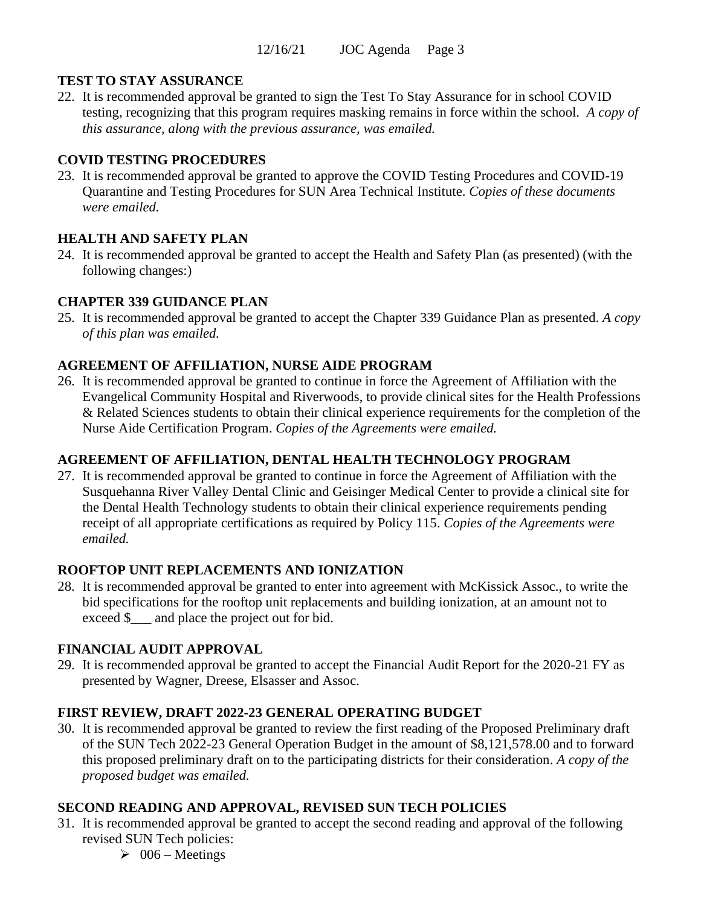**TEST TO STAY ASSURANCE**

22. It is recommended approval be granted to sign the Test To Stay Assurance for in school COVID testing, recognizing that this program requires masking remains in force within the school. *A copy of this assurance, along with the previous assurance, was emailed.*

**COVID TESTING PROCEDURES**

23. It is recommended approval be granted to approve the COVID Testing Procedures and COVID-19 Quarantine and Testing Procedures for SUN Area Technical Institute. *Copies of these documents were emailed.*

**HEALTH AND SAFETY PLAN**

24. It is recommended approval be granted to accept the Health and Safety Plan (as presented) (with the following changes:)

**CHAPTER 339 GUIDANCE PLAN**

25. It is recommended approval be granted to accept the Chapter 339 Guidance Plan as presented. *A copy of this plan was emailed.*

**AGREEMENT OF AFFILIATION, NURSE AIDE PROGRAM**

26. It is recommended approval be granted to continue in force the Agreement of Affiliation with the Evangelical Community Hospital and Riverwoods, to provide clinical sites for the Health Professions & Related Sciences students to obtain their clinical experience requirements for the completion of the Nurse Aide Certification Program. *Copies of the Agreements were emailed.*

**AGREEMENT OF AFFILIATION, DENTAL HEALTH TECHNOLOGY PROGRAM**

27. It is recommended approval be granted to continue in force the Agreement of Affiliation with the Susquehanna River Valley Dental Clinic and Geisinger Medical Center to provide a clinical site for the Dental Health Technology students to obtain their clinical experience requirements pending receipt of all appropriate certifications as required by Policy 115. *Copies of the Agreements were emailed.*

**ROOFTOP UNIT REPLACEMENTS AND IONIZATION**

28. It is recommended approval be granted to enter into agreement with McKissick Assoc., to write the bid specifications for the rooftop unit replacements and building ionization, at an amount not to exceed $___ and place the project out for bid.

**FINANCIAL AUDIT APPROVAL**

29. It is recommended approval be granted to accept the Financial Audit Report for the 2020-21 FY as presented by Wagner, Dreese, Elsasser and Assoc.

**FIRST REVIEW, DRAFT 2022-23 GENERAL OPERATING BUDGET**

30. It is recommended approval be granted to review the first reading of the Proposed Preliminary draft of the SUN Tech 2022-23 General Operation Budget in the amount of $8,121,578.00 and to forward this proposed preliminary draft on to the participating districts for their consideration. *A copy of the proposed budget was emailed.*

**SECOND READING AND APPROVAL, REVISED SUN TECH POLICIES**

31. It is recommended approval be granted to accept the second reading and approval of the following revised SUN Tech policies:
    - 006 – Meetings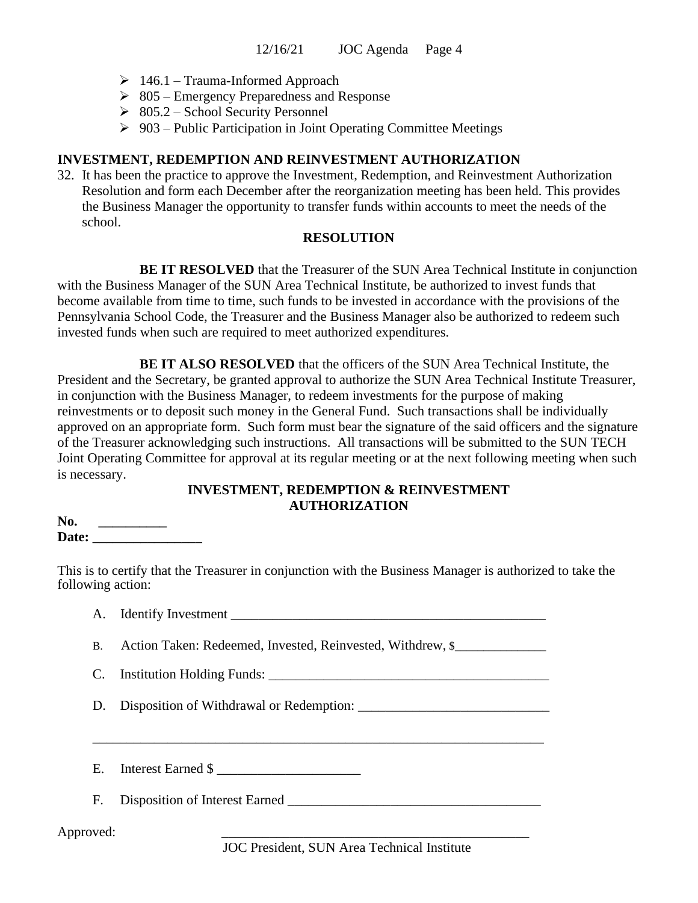- 146.1 – Trauma-Informed Approach
- 805 – Emergency Preparedness and Response
- 805.2 – School Security Personnel
- 903 – Public Participation in Joint Operating Committee Meetings

## INVESTMENT, REDEMPTION AND REINVESTMENT AUTHORIZATION

32. It has been the practice to approve the Investment, Redemption, and Reinvestment Authorization Resolution and form each December after the reorganization meeting has been held. This provides the Business Manager the opportunity to transfer funds within accounts to meet the needs of the school.

### RESOLUTION

**BE IT RESOLVED** that the Treasurer of the SUN Area Technical Institute in conjunction with the Business Manager of the SUN Area Technical Institute, be authorized to invest funds that become available from time to time, such funds to be invested in accordance with the provisions of the Pennsylvania School Code, the Treasurer and the Business Manager also be authorized to redeem such invested funds when such are required to meet authorized expenditures.

**BE IT ALSO RESOLVED** that the officers of the SUN Area Technical Institute, the President and the Secretary, be granted approval to authorize the SUN Area Technical Institute Treasurer, in conjunction with the Business Manager, to redeem investments for the purpose of making reinvestments or to deposit such money in the General Fund. Such transactions shall be individually approved on an appropriate form. Such form must bear the signature of the said officers and the signature of the Treasurer acknowledging such instructions. All transactions will be submitted to the SUN TECH Joint Operating Committee for approval at its regular meeting or at the next following meeting when such is necessary.

### INVESTMENT, REDEMPTION & REINVESTMENT AUTHORIZATION

**No.** __________
**Date:** ________________

This is to certify that the Treasurer in conjunction with the Business Manager is authorized to take the following action:

A. Identify Investment ________________________________________________

B. Action Taken: Redeemed, Invested, Reinvested, Withdrew, $______________

C. Institution Holding Funds: __________________________________________

D. Disposition of Withdrawal or Redemption: ____________________________

______________________________________________________________________

E. Interest Earned $ _____________________

F. Disposition of Interest Earned _____________________________________

Approved: ______________________________________________
JOC President, SUN Area Technical Institute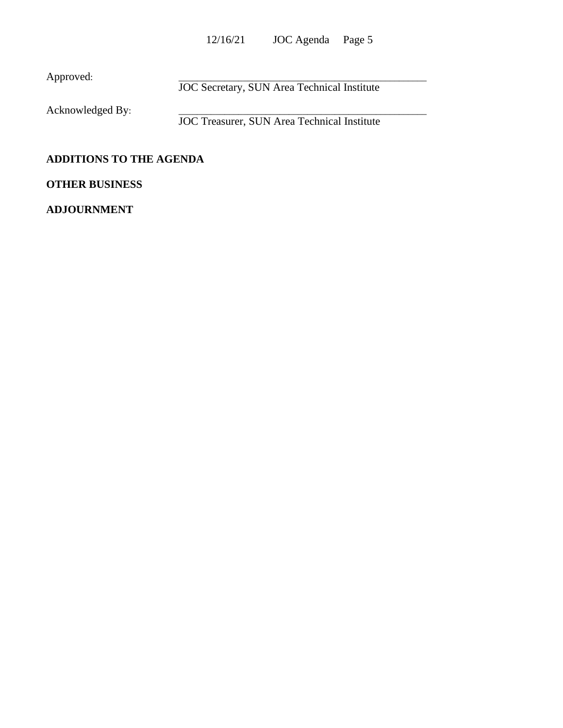Approved: \_\_\_\_\_\_\_\_\_\_\_\_\_\_\_\_\_\_\_\_\_\_\_\_\_\_\_\_\_\_\_\_\_\_\_\_\_\_\_\_\_\_\_\_\_\_\_\_
JOC Secretary, SUN Area Technical Institute

Acknowledged By: \_\_\_\_\_\_\_\_\_\_\_\_\_\_\_\_\_\_\_\_\_\_\_\_\_\_\_\_\_\_\_\_\_\_\_\_\_\_\_\_\_\_\_\_\_\_\_\_
JOC Treasurer, SUN Area Technical Institute

**ADDITIONS TO THE AGENDA**

**OTHER BUSINESS**

**ADJOURNMENT**